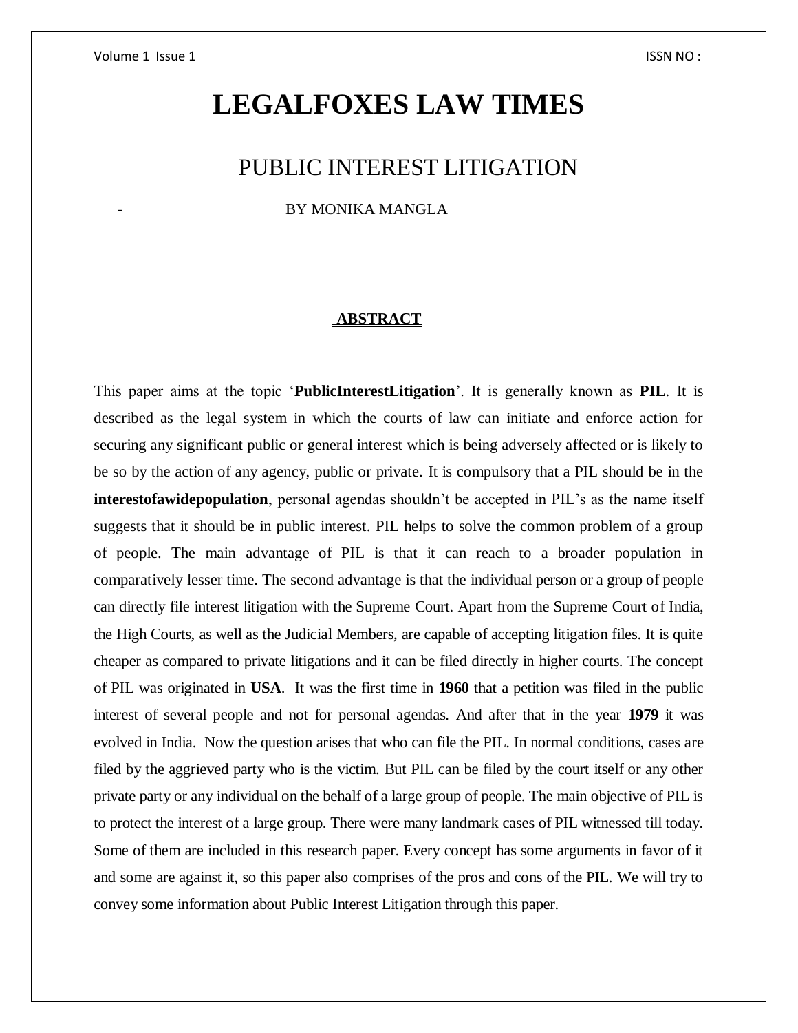# LEGALFOXES LAW TIMES

## PUBLIC INTEREST LITIGATION

\- BY MONIKA MANGLA

### ABSTRACT

This paper aims at the topic '**PublicInterestLitigation**'. It is generally known as **PIL**. It is described as the legal system in which the courts of law can initiate and enforce action for securing any significant public or general interest which is being adversely affected or is likely to be so by the action of any agency, public or private. It is compulsory that a PIL should be in the **interestofawidepopulation**, personal agendas shouldn't be accepted in PIL's as the name itself suggests that it should be in public interest. PIL helps to solve the common problem of a group of people. The main advantage of PIL is that it can reach to a broader population in comparatively lesser time. The second advantage is that the individual person or a group of people can directly file interest litigation with the Supreme Court. Apart from the Supreme Court of India, the High Courts, as well as the Judicial Members, are capable of accepting litigation files. It is quite cheaper as compared to private litigations and it can be filed directly in higher courts. The concept of PIL was originated in **USA**. It was the first time in **1960** that a petition was filed in the public interest of several people and not for personal agendas. And after that in the year **1979** it was evolved in India. Now the question arises that who can file the PIL. In normal conditions, cases are filed by the aggrieved party who is the victim. But PIL can be filed by the court itself or any other private party or any individual on the behalf of a large group of people. The main objective of PIL is to protect the interest of a large group. There were many landmark cases of PIL witnessed till today. Some of them are included in this research paper. Every concept has some arguments in favor of it and some are against it, so this paper also comprises of the pros and cons of the PIL. We will try to convey some information about Public Interest Litigation through this paper.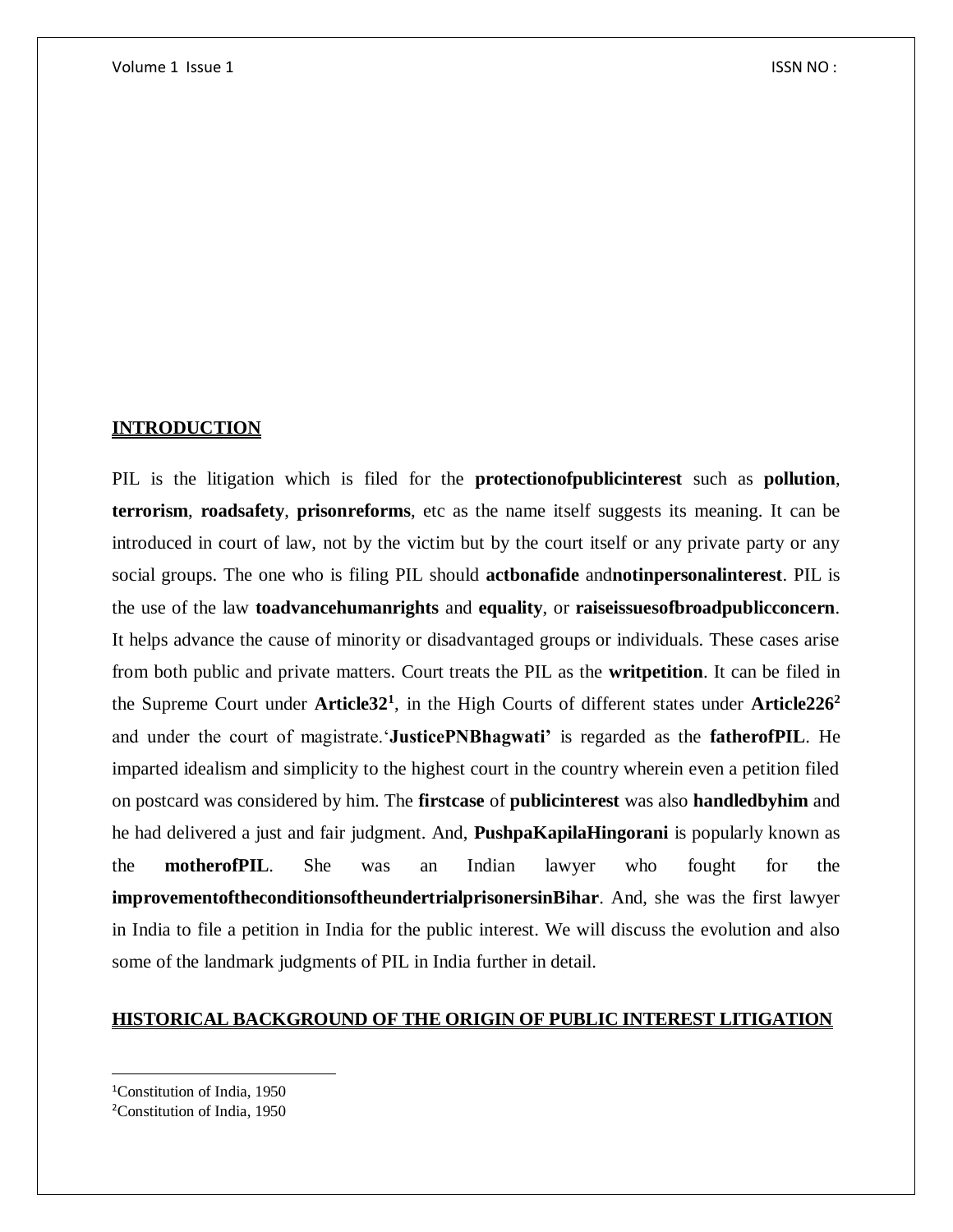## INTRODUCTION

PIL is the litigation which is filed for the **protectionofpublicinterest** such as **pollution**, **terrorism**, **roadsafety**, **prisonreforms**, etc as the name itself suggests its meaning. It can be introduced in court of law, not by the victim but by the court itself or any private party or any social groups. The one who is filing PIL should **actbonafide** and**notinpersonalinterest**. PIL is the use of the law **toadvancehumanrights** and **equality**, or **raiseissuesofbroadpublicconcern**. It helps advance the cause of minority or disadvantaged groups or individuals. These cases arise from both public and private matters. Court treats the PIL as the **writpetition**. It can be filed in the Supreme Court under **Article32**[1], in the High Courts of different states under **Article226**[2] and under the court of magistrate.'**JusticePNBhagwati'** is regarded as the **fatherofPIL**. He imparted idealism and simplicity to the highest court in the country wherein even a petition filed on postcard was considered by him. The **firstcase** of **publicinterest** was also **handledbyhim** and he had delivered a just and fair judgment. And, **PushpaKapilaHingorani** is popularly known as the **motherofPIL**. She was an Indian lawyer who fought for the **improvementoftheconditionsoftheundertrialprisonersinBihar**. And, she was the first lawyer in India to file a petition in India for the public interest. We will discuss the evolution and also some of the landmark judgments of PIL in India further in detail.

## HISTORICAL BACKGROUND OF THE ORIGIN OF PUBLIC INTEREST LITIGATION

---

[1]Constitution of India, 1950

[2]Constitution of India, 1950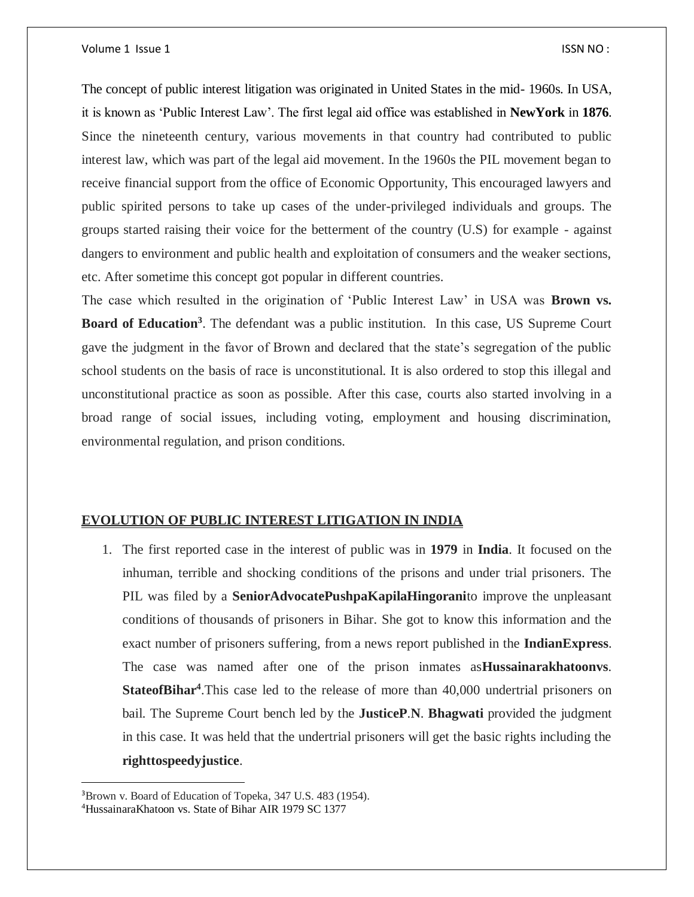The concept of public interest litigation was originated in United States in the mid- 1960s. In USA, it is known as 'Public Interest Law'. The first legal aid office was established in **NewYork** in **1876**. Since the nineteenth century, various movements in that country had contributed to public interest law, which was part of the legal aid movement. In the 1960s the PIL movement began to receive financial support from the office of Economic Opportunity, This encouraged lawyers and public spirited persons to take up cases of the under-privileged individuals and groups. The groups started raising their voice for the betterment of the country (U.S) for example - against dangers to environment and public health and exploitation of consumers and the weaker sections, etc. After sometime this concept got popular in different countries.

The case which resulted in the origination of 'Public Interest Law' in USA was **Brown vs. Board of Education**[3]. The defendant was a public institution. In this case, US Supreme Court gave the judgment in the favor of Brown and declared that the state's segregation of the public school students on the basis of race is unconstitutional. It is also ordered to stop this illegal and unconstitutional practice as soon as possible. After this case, courts also started involving in a broad range of social issues, including voting, employment and housing discrimination, environmental regulation, and prison conditions.

## EVOLUTION OF PUBLIC INTEREST LITIGATION IN INDIA

1. The first reported case in the interest of public was in **1979** in **India**. It focused on the inhuman, terrible and shocking conditions of the prisons and under trial prisoners. The PIL was filed by a **SeniorAdvocatePushpaKapilaHingorani**to improve the unpleasant conditions of thousands of prisoners in Bihar. She got to know this information and the exact number of prisoners suffering, from a news report published in the **IndianExpress**. The case was named after one of the prison inmates as**Hussainarakhatoonvs. StateofBihar**[4].This case led to the release of more than 40,000 undertrial prisoners on bail. The Supreme Court bench led by the **JusticeP**.**N**. **Bhagwati** provided the judgment in this case. It was held that the undertrial prisoners will get the basic rights including the **righttospeedyjustice**.

---

[3]Brown v. Board of Education of Topeka, 347 U.S. 483 (1954).

[4]HussainaraKhatoon vs. State of Bihar AIR 1979 SC 1377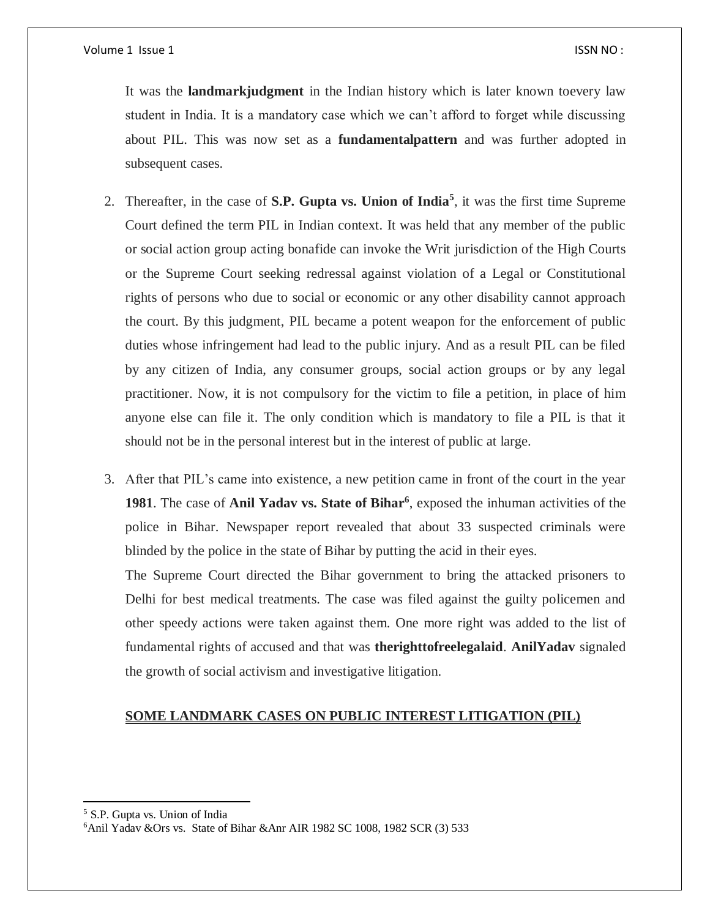It was the **landmarkjudgment** in the Indian history which is later known toevery law student in India. It is a mandatory case which we can't afford to forget while discussing about PIL. This was now set as a **fundamentalpattern** and was further adopted in subsequent cases.

2. Thereafter, in the case of **S.P. Gupta vs. Union of India**[5], it was the first time Supreme Court defined the term PIL in Indian context. It was held that any member of the public or social action group acting bonafide can invoke the Writ jurisdiction of the High Courts or the Supreme Court seeking redressal against violation of a Legal or Constitutional rights of persons who due to social or economic or any other disability cannot approach the court. By this judgment, PIL became a potent weapon for the enforcement of public duties whose infringement had lead to the public injury. And as a result PIL can be filed by any citizen of India, any consumer groups, social action groups or by any legal practitioner. Now, it is not compulsory for the victim to file a petition, in place of him anyone else can file it. The only condition which is mandatory to file a PIL is that it should not be in the personal interest but in the interest of public at large.

3. After that PIL's came into existence, a new petition came in front of the court in the year **1981**. The case of **Anil Yadav vs. State of Bihar**[6], exposed the inhuman activities of the police in Bihar. Newspaper report revealed that about 33 suspected criminals were blinded by the police in the state of Bihar by putting the acid in their eyes.

   The Supreme Court directed the Bihar government to bring the attacked prisoners to Delhi for best medical treatments. The case was filed against the guilty policemen and other speedy actions were taken against them. One more right was added to the list of fundamental rights of accused and that was **therighttofreelegalaid**. **AnilYadav** signaled the growth of social activism and investigative litigation.

## SOME LANDMARK CASES ON PUBLIC INTEREST LITIGATION (PIL)

---

[5] S.P. Gupta vs. Union of India

[6] Anil Yadav &Ors vs. State of Bihar &Anr AIR 1982 SC 1008, 1982 SCR (3) 533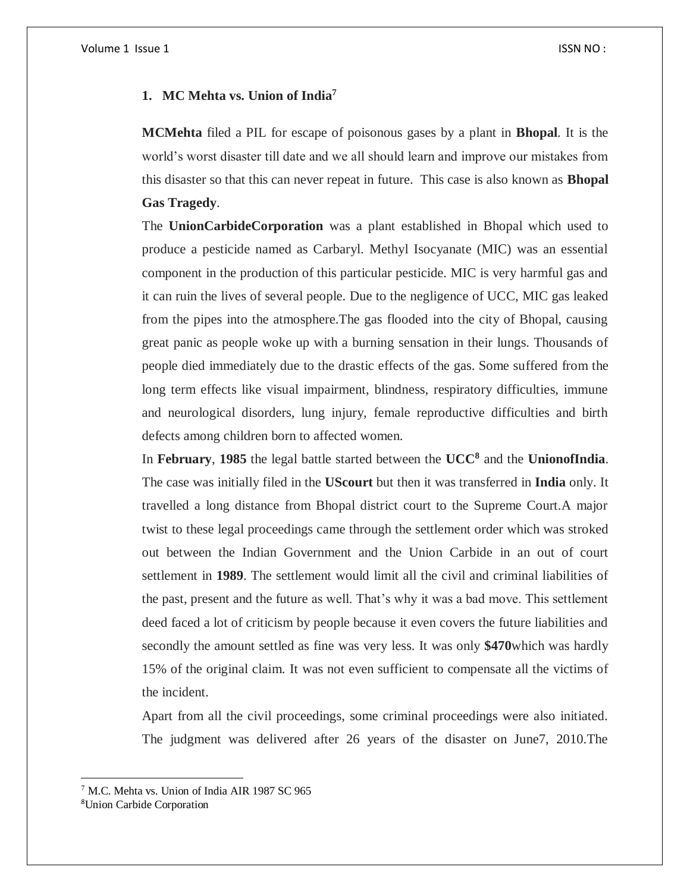## 1. MC Mehta vs. Union of India[7]

**MCMehta** filed a PIL for escape of poisonous gases by a plant in **Bhopal**. It is the world's worst disaster till date and we all should learn and improve our mistakes from this disaster so that this can never repeat in future. This case is also known as **Bhopal Gas Tragedy**.

The **UnionCarbideCorporation** was a plant established in Bhopal which used to produce a pesticide named as Carbaryl. Methyl Isocyanate (MIC) was an essential component in the production of this particular pesticide. MIC is very harmful gas and it can ruin the lives of several people. Due to the negligence of UCC, MIC gas leaked from the pipes into the atmosphere.The gas flooded into the city of Bhopal, causing great panic as people woke up with a burning sensation in their lungs. Thousands of people died immediately due to the drastic effects of the gas. Some suffered from the long term effects like visual impairment, blindness, respiratory difficulties, immune and neurological disorders, lung injury, female reproductive difficulties and birth defects among children born to affected women.

In **February**, **1985** the legal battle started between the **UCC[8]** and the **UnionofIndia**. The case was initially filed in the **UScourt** but then it was transferred in **India** only. It travelled a long distance from Bhopal district court to the Supreme Court.A major twist to these legal proceedings came through the settlement order which was stroked out between the Indian Government and the Union Carbide in an out of court settlement in **1989**. The settlement would limit all the civil and criminal liabilities of the past, present and the future as well. That's why it was a bad move. This settlement deed faced a lot of criticism by people because it even covers the future liabilities and secondly the amount settled as fine was very less. It was only **$470**which was hardly 15% of the original claim. It was not even sufficient to compensate all the victims of the incident.

Apart from all the civil proceedings, some criminal proceedings were also initiated. The judgment was delivered after 26 years of the disaster on June7, 2010.The

---

[7] M.C. Mehta vs. Union of India AIR 1987 SC 965

[8] Union Carbide Corporation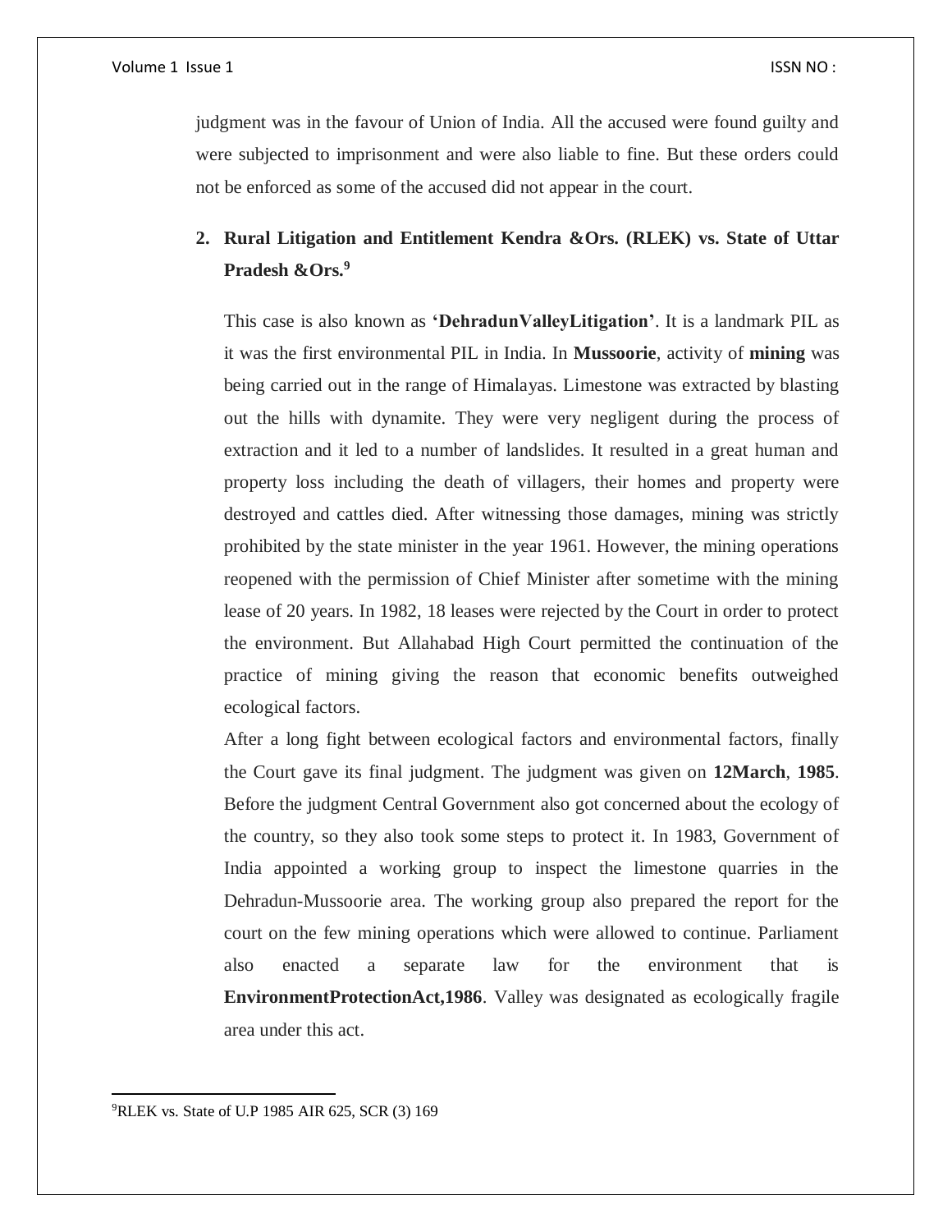judgment was in the favour of Union of India. All the accused were found guilty and were subjected to imprisonment and were also liable to fine. But these orders could not be enforced as some of the accused did not appear in the court.

2. **Rural Litigation and Entitlement Kendra &Ors. (RLEK) vs. State of Uttar Pradesh &Ors.**[9]

   This case is also known as **'DehradunValleyLitigation'**. It is a landmark PIL as it was the first environmental PIL in India. In **Mussoorie**, activity of **mining** was being carried out in the range of Himalayas. Limestone was extracted by blasting out the hills with dynamite. They were very negligent during the process of extraction and it led to a number of landslides. It resulted in a great human and property loss including the death of villagers, their homes and property were destroyed and cattles died. After witnessing those damages, mining was strictly prohibited by the state minister in the year 1961. However, the mining operations reopened with the permission of Chief Minister after sometime with the mining lease of 20 years. In 1982, 18 leases were rejected by the Court in order to protect the environment. But Allahabad High Court permitted the continuation of the practice of mining giving the reason that economic benefits outweighed ecological factors.

   After a long fight between ecological factors and environmental factors, finally the Court gave its final judgment. The judgment was given on **12March**, **1985**. Before the judgment Central Government also got concerned about the ecology of the country, so they also took some steps to protect it. In 1983, Government of India appointed a working group to inspect the limestone quarries in the Dehradun-Mussoorie area. The working group also prepared the report for the court on the few mining operations which were allowed to continue. Parliament also enacted a separate law for the environment that is **EnvironmentProtectionAct,1986**. Valley was designated as ecologically fragile area under this act.

---

[9] RLEK vs. State of U.P 1985 AIR 625, SCR (3) 169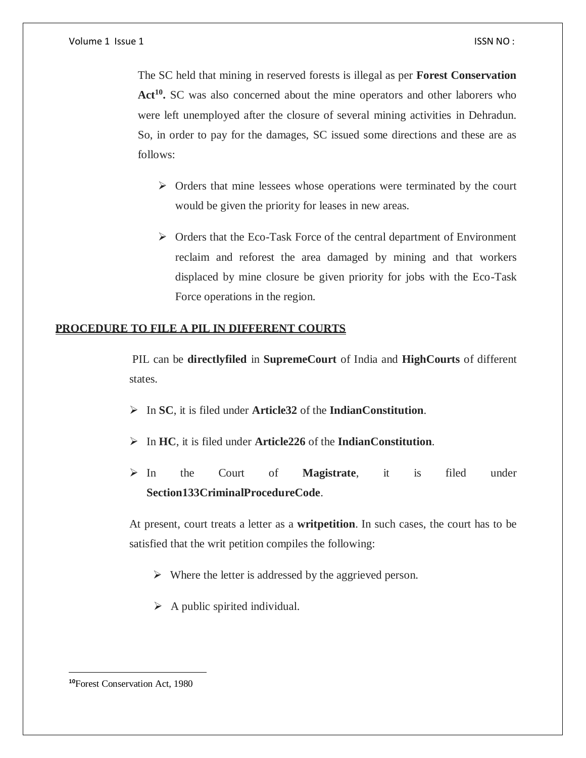The SC held that mining in reserved forests is illegal as per **Forest Conservation Act**[10]**.** SC was also concerned about the mine operators and other laborers who were left unemployed after the closure of several mining activities in Dehradun. So, in order to pay for the damages, SC issued some directions and these are as follows:

- Orders that mine lessees whose operations were terminated by the court would be given the priority for leases in new areas.
- Orders that the Eco-Task Force of the central department of Environment reclaim and reforest the area damaged by mining and that workers displaced by mine closure be given priority for jobs with the Eco-Task Force operations in the region.

## PROCEDURE TO FILE A PIL IN DIFFERENT COURTS

PIL can be **directlyfiled** in **SupremeCourt** of India and **HighCourts** of different states.

- In **SC**, it is filed under **Article32** of the **IndianConstitution**.
- In **HC**, it is filed under **Article226** of the **IndianConstitution**.
- In the Court of **Magistrate**, it is filed under **Section133CriminalProcedureCode**.

At present, court treats a letter as a **writpetition**. In such cases, the court has to be satisfied that the writ petition compiles the following:

- Where the letter is addressed by the aggrieved person.
- A public spirited individual.

---

[10]Forest Conservation Act, 1980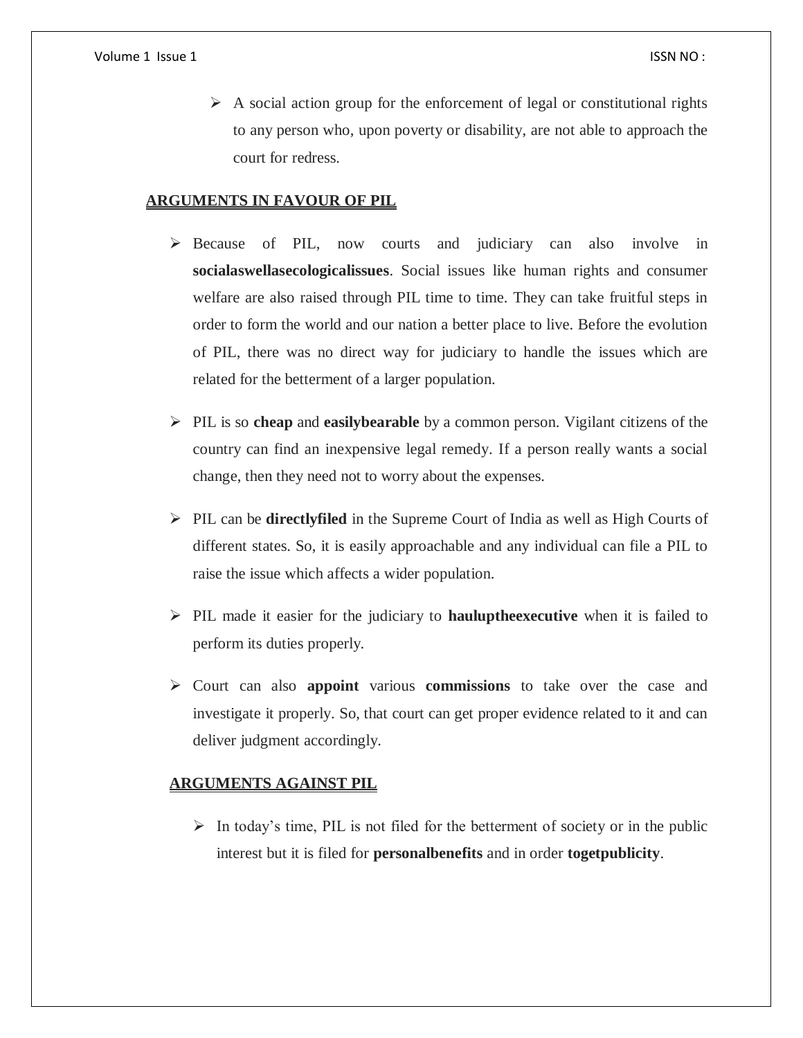- A social action group for the enforcement of legal or constitutional rights to any person who, upon poverty or disability, are not able to approach the court for redress.

## ARGUMENTS IN FAVOUR OF PIL

- Because of PIL, now courts and judiciary can also involve in **socialaswellasecologicalissues**. Social issues like human rights and consumer welfare are also raised through PIL time to time. They can take fruitful steps in order to form the world and our nation a better place to live. Before the evolution of PIL, there was no direct way for judiciary to handle the issues which are related for the betterment of a larger population.

- PIL is so **cheap** and **easilybearable** by a common person. Vigilant citizens of the country can find an inexpensive legal remedy. If a person really wants a social change, then they need not to worry about the expenses.

- PIL can be **directlyfiled** in the Supreme Court of India as well as High Courts of different states. So, it is easily approachable and any individual can file a PIL to raise the issue which affects a wider population.

- PIL made it easier for the judiciary to **hauluptheexecutive** when it is failed to perform its duties properly.

- Court can also **appoint** various **commissions** to take over the case and investigate it properly. So, that court can get proper evidence related to it and can deliver judgment accordingly.

## ARGUMENTS AGAINST PIL

- In today's time, PIL is not filed for the betterment of society or in the public interest but it is filed for **personalbenefits** and in order **togetpublicity**.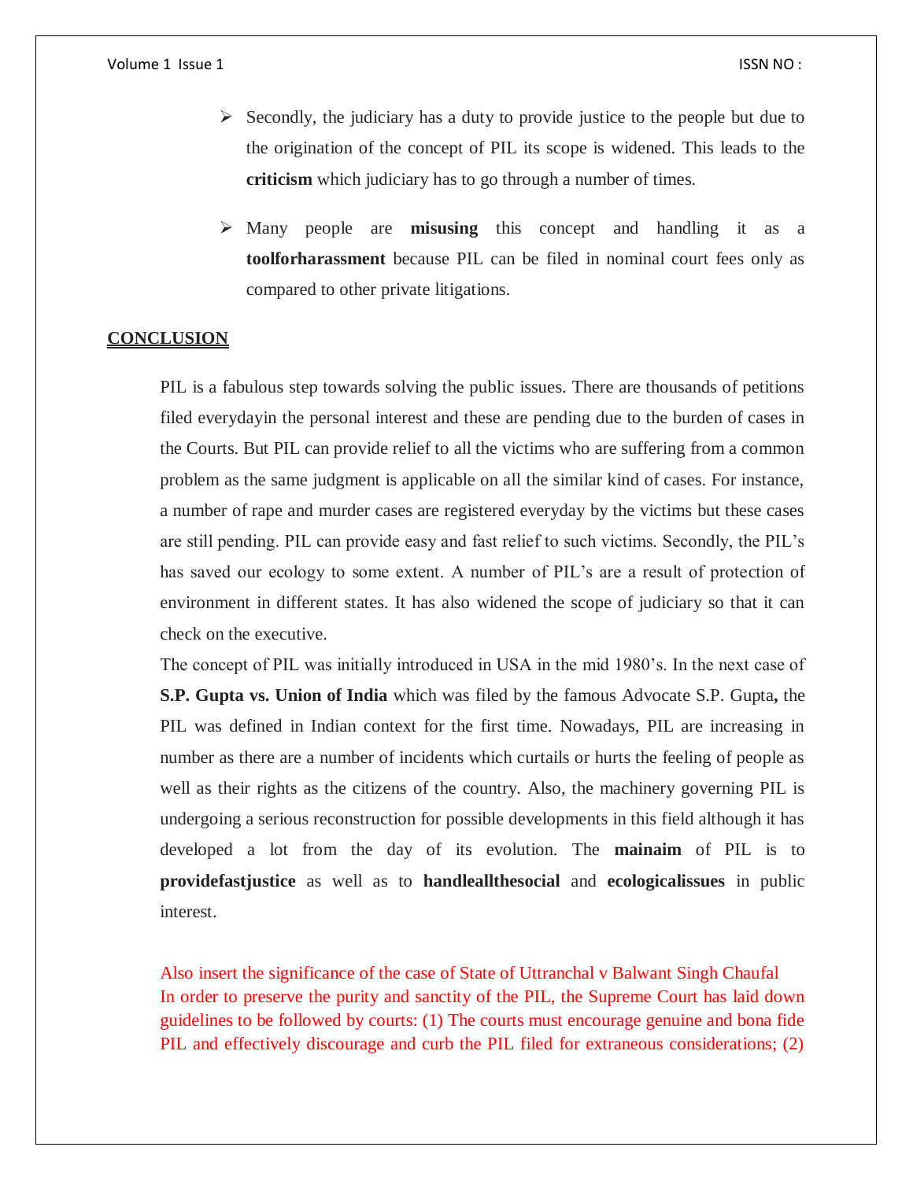- Secondly, the judiciary has a duty to provide justice to the people but due to the origination of the concept of PIL its scope is widened. This leads to the **criticism** which judiciary has to go through a number of times.
- Many people are **misusing** this concept and handling it as a **toolforharassment** because PIL can be filed in nominal court fees only as compared to other private litigations.

## CONCLUSION

PIL is a fabulous step towards solving the public issues. There are thousands of petitions filed everydayin the personal interest and these are pending due to the burden of cases in the Courts. But PIL can provide relief to all the victims who are suffering from a common problem as the same judgment is applicable on all the similar kind of cases. For instance, a number of rape and murder cases are registered everyday by the victims but these cases are still pending. PIL can provide easy and fast relief to such victims. Secondly, the PIL's has saved our ecology to some extent. A number of PIL's are a result of protection of environment in different states. It has also widened the scope of judiciary so that it can check on the executive.

The concept of PIL was initially introduced in USA in the mid 1980's. In the next case of **S.P. Gupta vs. Union of India** which was filed by the famous Advocate S.P. Gupta**,** the PIL was defined in Indian context for the first time. Nowadays, PIL are increasing in number as there are a number of incidents which curtails or hurts the feeling of people as well as their rights as the citizens of the country. Also, the machinery governing PIL is undergoing a serious reconstruction for possible developments in this field although it has developed a lot from the day of its evolution. The **mainaim** of PIL is to **providefastjustice** as well as to **handleallthesocial** and **ecologicalissues** in public interest.

Also insert the significance of the case of State of Uttranchal v Balwant Singh Chaufal
In order to preserve the purity and sanctity of the PIL, the Supreme Court has laid down guidelines to be followed by courts: (1) The courts must encourage genuine and bona fide PIL and effectively discourage and curb the PIL filed for extraneous considerations; (2)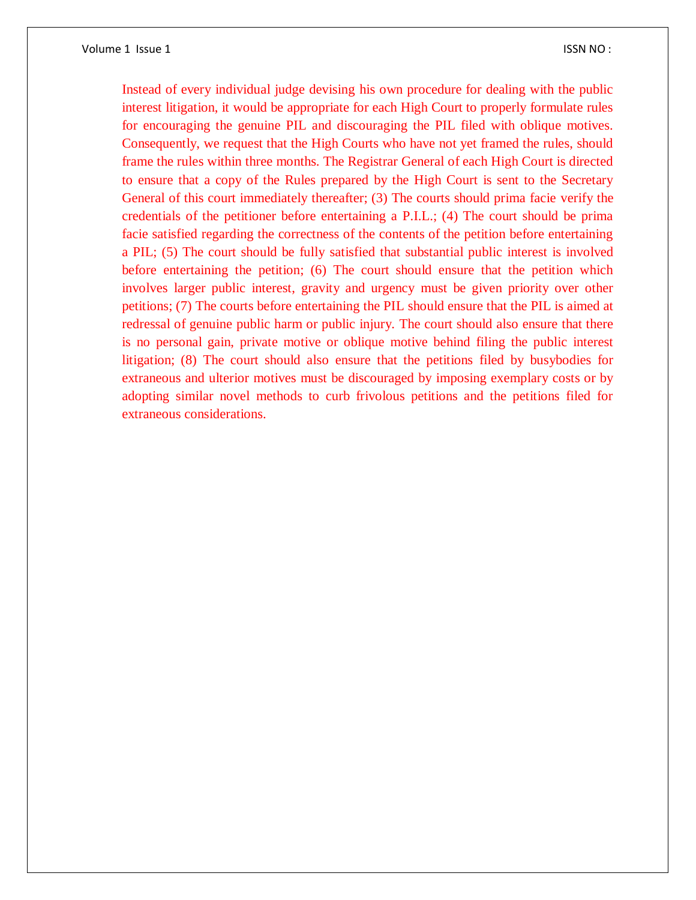Instead of every individual judge devising his own procedure for dealing with the public interest litigation, it would be appropriate for each High Court to properly formulate rules for encouraging the genuine PIL and discouraging the PIL filed with oblique motives. Consequently, we request that the High Courts who have not yet framed the rules, should frame the rules within three months. The Registrar General of each High Court is directed to ensure that a copy of the Rules prepared by the High Court is sent to the Secretary General of this court immediately thereafter; (3) The courts should prima facie verify the credentials of the petitioner before entertaining a P.I.L.; (4) The court should be prima facie satisfied regarding the correctness of the contents of the petition before entertaining a PIL; (5) The court should be fully satisfied that substantial public interest is involved before entertaining the petition; (6) The court should ensure that the petition which involves larger public interest, gravity and urgency must be given priority over other petitions; (7) The courts before entertaining the PIL should ensure that the PIL is aimed at redressal of genuine public harm or public injury. The court should also ensure that there is no personal gain, private motive or oblique motive behind filing the public interest litigation; (8) The court should also ensure that the petitions filed by busybodies for extraneous and ulterior motives must be discouraged by imposing exemplary costs or by adopting similar novel methods to curb frivolous petitions and the petitions filed for extraneous considerations.